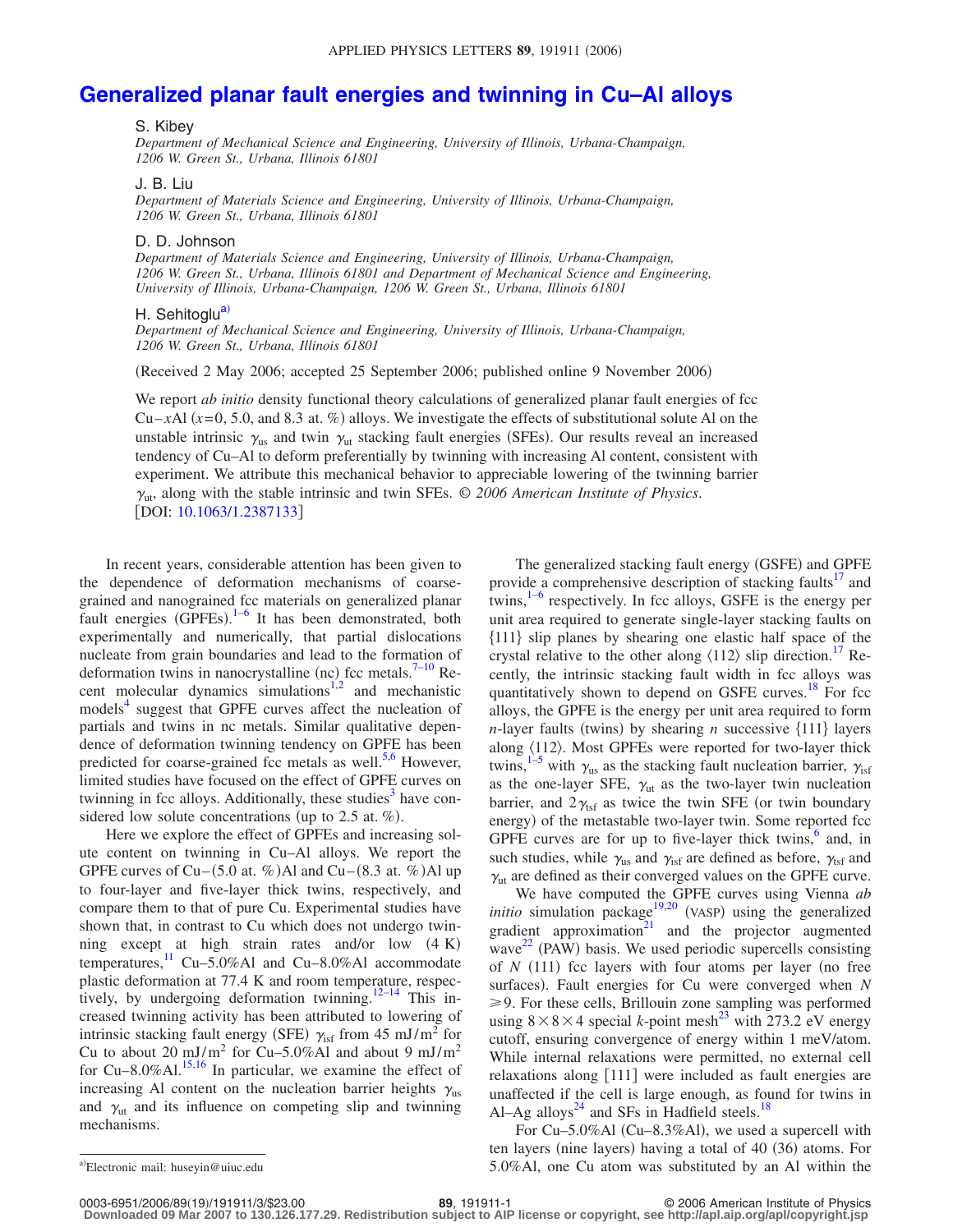# Generalized planar fault energies and twinning in Cu–Al alloys

S. Kibey
*Department of Mechanical Science and Engineering, University of Illinois, Urbana-Champaign, 1206 W. Green St., Urbana, Illinois 61801*

J. B. Liu
*Department of Materials Science and Engineering, University of Illinois, Urbana-Champaign, 1206 W. Green St., Urbana, Illinois 61801*

D. D. Johnson
*Department of Materials Science and Engineering, University of Illinois, Urbana-Champaign, 1206 W. Green St., Urbana, Illinois 61801 and Department of Mechanical Science and Engineering, University of Illinois, Urbana-Champaign, 1206 W. Green St., Urbana, Illinois 61801*

H. Sehitoglu[a]
*Department of Mechanical Science and Engineering, University of Illinois, Urbana-Champaign, 1206 W. Green St., Urbana, Illinois 61801*

(Received 2 May 2006; accepted 25 September 2006; published online 9 November 2006)

We report *ab initio* density functional theory calculations of generalized planar fault energies of fcc Cu–*x*Al (*x*=0, 5.0, and 8.3 at. %) alloys. We investigate the effects of substitutional solute Al on the unstable intrinsic $\gamma_{us}$ and twin $\gamma_{ut}$ stacking fault energies (SFEs). Our results reveal an increased tendency of Cu–Al to deform preferentially by twinning with increasing Al content, consistent with experiment. We attribute this mechanical behavior to appreciable lowering of the twinning barrier $\gamma_{ut}$, along with the stable intrinsic and twin SFEs. *© 2006 American Institute of Physics.* [DOI: 10.1063/1.2387133]

In recent years, considerable attention has been given to the dependence of deformation mechanisms of coarse-grained and nanograined fcc materials on generalized planar fault energies (GPFEs).[1–6] It has been demonstrated, both experimentally and numerically, that partial dislocations nucleate from grain boundaries and lead to the formation of deformation twins in nanocrystalline (nc) fcc metals.[7–10] Recent molecular dynamics simulations[1,2] and mechanistic models[4] suggest that GPFE curves affect the nucleation of partials and twins in nc metals. Similar qualitative dependence of deformation twinning tendency on GPFE has been predicted for coarse-grained fcc metals as well.[5,6] However, limited studies have focused on the effect of GPFE curves on twinning in fcc alloys. Additionally, these studies[3] have considered low solute concentrations (up to 2.5 at. %).

Here we explore the effect of GPFEs and increasing solute content on twinning in Cu–Al alloys. We report the GPFE curves of Cu–(5.0 at. %)Al and Cu–(8.3 at. %)Al up to four-layer and five-layer thick twins, respectively, and compare them to that of pure Cu. Experimental studies have shown that, in contrast to Cu which does not undergo twinning except at high strain rates and/or low (4 K) temperatures,[11] Cu–5.0%Al and Cu–8.0%Al accommodate plastic deformation at 77.4 K and room temperature, respectively, by undergoing deformation twinning.[12–14] This increased twinning activity has been attributed to lowering of intrinsic stacking fault energy (SFE) $\gamma_{isf}$ from 45 mJ/m$^2$ for Cu to about 20 mJ/m$^2$ for Cu–5.0%Al and about 9 mJ/m$^2$ for Cu–8.0%Al.[15,16] In particular, we examine the effect of increasing Al content on the nucleation barrier heights $\gamma_{us}$ and $\gamma_{ut}$ and its influence on competing slip and twinning mechanisms.

The generalized stacking fault energy (GSFE) and GPFE provide a comprehensive description of stacking faults[17] and twins,[1–6] respectively. In fcc alloys, GSFE is the energy per unit area required to generate single-layer stacking faults on {111} slip planes by shearing one elastic half space of the crystal relative to the other along ⟨112⟩ slip direction.[17] Recently, the intrinsic stacking fault width in fcc alloys was quantitatively shown to depend on GSFE curves.[18] For fcc alloys, the GPFE is the energy per unit area required to form *n*-layer faults (twins) by shearing *n* successive {111} layers along ⟨112⟩. Most GPFEs were reported for two-layer thick twins,[1–5] with $\gamma_{us}$ as the stacking fault nucleation barrier, $\gamma_{isf}$ as the one-layer SFE, $\gamma_{ut}$ as the two-layer twin nucleation barrier, and $2\gamma_{tsf}$ as twice the twin SFE (or twin boundary energy) of the metastable two-layer twin. Some reported fcc GPFE curves are for up to five-layer thick twins,[6] and, in such studies, while $\gamma_{us}$ and $\gamma_{isf}$ are defined as before, $\gamma_{tsf}$ and $\gamma_{ut}$ are defined as their converged values on the GPFE curve.

We have computed the GPFE curves using Vienna *ab initio* simulation package[19,20] (VASP) using the generalized gradient approximation[21] and the projector augmented wave[22] (PAW) basis. We used periodic supercells consisting of *N* (111) fcc layers with four atoms per layer (no free surfaces). Fault energies for Cu were converged when $N \geq 9$. For these cells, Brillouin zone sampling was performed using $8\times8\times4$ special *k*-point mesh[23] with 273.2 eV energy cutoff, ensuring convergence of energy within 1 meV/atom. While internal relaxations were permitted, no external cell relaxations along [111] were included as fault energies are unaffected if the cell is large enough, as found for twins in Al–Ag alloys[24] and SFs in Hadfield steels.[18]

For Cu–5.0%Al (Cu–8.3%Al), we used a supercell with ten layers (nine layers) having a total of 40 (36) atoms. For 5.0%Al, one Cu atom was substituted by an Al within the

[a]Electronic mail: huseyin@uiuc.edu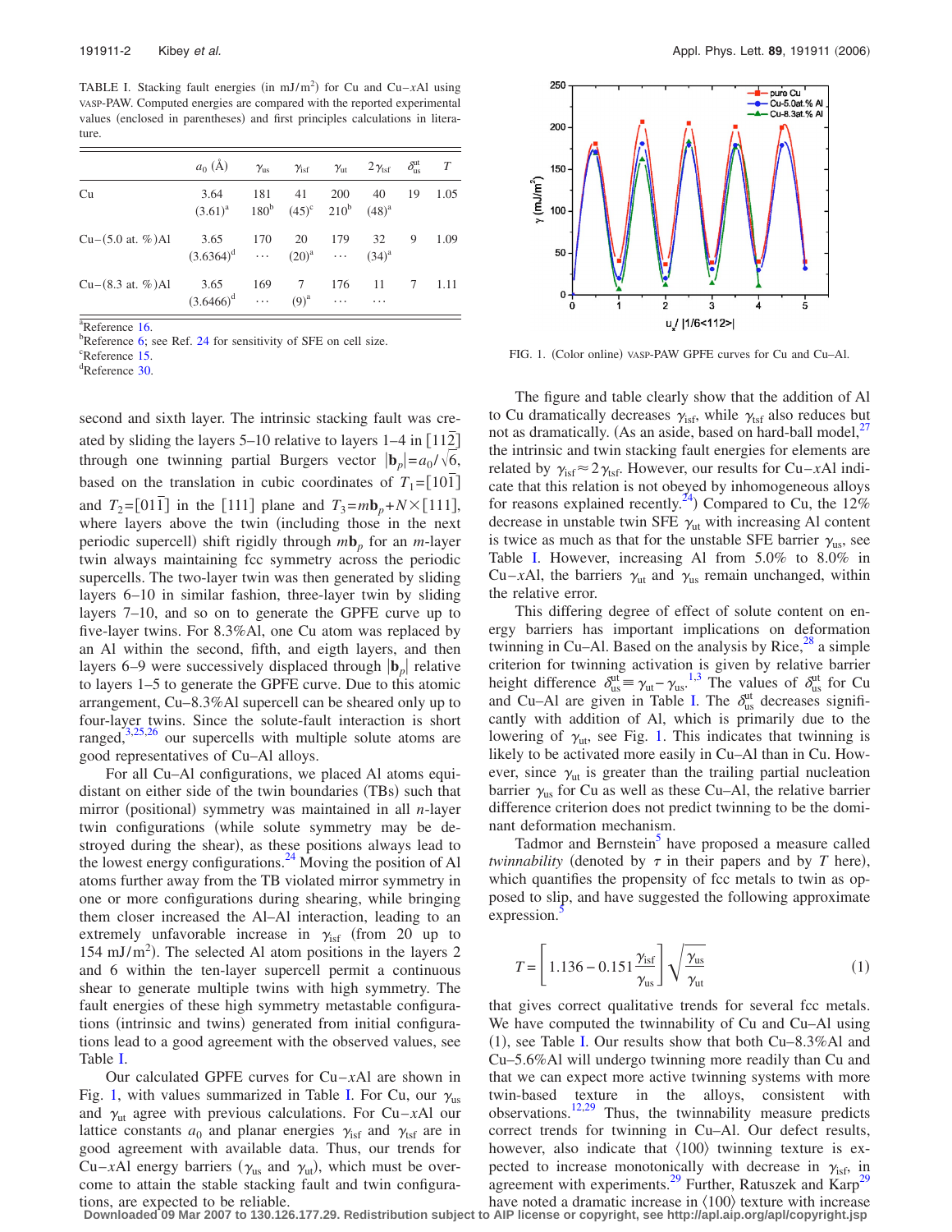TABLE I. Stacking fault energies (in mJ/m$^2$) for Cu and Cu–$x$Al using VASP-PAW. Computed energies are compared with the reported experimental values (enclosed in parentheses) and first principles calculations in literature.

| | $a_0$ (Å) | $\gamma_{us}$ | $\gamma_{isf}$ | $\gamma_{ut}$ | $2\gamma_{tsf}$ | $\delta_{us}^{ut}$ | $T$ |
|---|---|---|---|---|---|---|---|
| Cu | 3.64 (3.61)[a] | 181 180[b] | 41 (45)[c] | 200 210[b] | 40 (48)[a] | 19 | 1.05 |
| Cu–(5.0 at. %)Al | 3.65 (3.6364)[d] | 170 ⋯ | 20 (20)[a] | 179 ⋯ | 32 (34)[a] | 9 | 1.09 |
| Cu–(8.3 at. %)Al | 3.65 (3.6466)[d] | 169 ⋯ | 7 (9)[a] | 176 ⋯ | 11 ⋯ | 7 | 1.11 |

[a]Reference 16.
[b]Reference 6; see Ref. 24 for sensitivity of SFE on cell size.
[c]Reference 15.
[d]Reference 30.

second and sixth layer. The intrinsic stacking fault was created by sliding the layers 5–10 relative to layers 1–4 in $[11\bar{2}]$ through one twinning partial Burgers vector $|\mathbf{b}_p|=a_0/\sqrt{6}$, based on the translation in cubic coordinates of $T_1=[10\bar{1}]$ and $T_2=[01\bar{1}]$ in the [111] plane and $T_3=m\mathbf{b}_p+N\times[111]$, where layers above the twin (including those in the next periodic supercell) shift rigidly through $m\mathbf{b}_p$ for an $m$-layer twin always maintaining fcc symmetry across the periodic supercells. The two-layer twin was then generated by sliding layers 6–10 in similar fashion, three-layer twin by sliding layers 7–10, and so on to generate the GPFE curve up to five-layer twins. For 8.3%Al, one Cu atom was replaced by an Al within the second, fifth, and eigth layers, and then layers 6–9 were successively displaced through $|\mathbf{b}_p|$ relative to layers 1–5 to generate the GPFE curve. Due to this atomic arrangement, Cu–8.3%Al supercell can be sheared only up to four-layer twins. Since the solute-fault interaction is short ranged,[3,25,26] our supercells with multiple solute atoms are good representatives of Cu–Al alloys.

For all Cu–Al configurations, we placed Al atoms equidistant on either side of the twin boundaries (TBs) such that mirror (positional) symmetry was maintained in all $n$-layer twin configurations (while solute symmetry may be destroyed during the shear), as these positions always lead to the lowest energy configurations.[24] Moving the position of Al atoms further away from the TB violated mirror symmetry in one or more configurations during shearing, while bringing them closer increased the Al–Al interaction, leading to an extremely unfavorable increase in $\gamma_{isf}$ (from 20 up to 154 mJ/m$^2$). The selected Al atom positions in the layers 2 and 6 within the ten-layer supercell permit a continuous shear to generate multiple twins with high symmetry. The fault energies of these high symmetry metastable configurations (intrinsic and twins) generated from initial configurations lead to a good agreement with the observed values, see Table I.

Our calculated GPFE curves for Cu–$x$Al are shown in Fig. 1, with values summarized in Table I. For Cu, our $\gamma_{us}$ and $\gamma_{ut}$ agree with previous calculations. For Cu–$x$Al our lattice constants $a_0$ and planar energies $\gamma_{isf}$ and $\gamma_{tsf}$ are in good agreement with available data. Thus, our trends for Cu–$x$Al energy barriers ($\gamma_{us}$ and $\gamma_{ut}$), which must be overcome to attain the stable stacking fault and twin configurations, are expected to be reliable.

FIG. 1. (Color online) VASP-PAW GPFE curves for Cu and Cu–Al.

The figure and table clearly show that the addition of Al to Cu dramatically decreases $\gamma_{isf}$, while $\gamma_{tsf}$ also reduces but not as dramatically. (As an aside, based on hard-ball model,[27] the intrinsic and twin stacking fault energies for elements are related by $\gamma_{isf}\approx 2\gamma_{tsf}$. However, our results for Cu–$x$Al indicate that this relation is not obeyed by inhomogeneous alloys for reasons explained recently.[24]) Compared to Cu, the 12% decrease in unstable twin SFE $\gamma_{ut}$ with increasing Al content is twice as much as that for the unstable SFE barrier $\gamma_{us}$, see Table I. However, increasing Al from 5.0% to 8.0% in Cu–$x$Al, the barriers $\gamma_{ut}$ and $\gamma_{us}$ remain unchanged, within the relative error.

This differing degree of effect of solute content on energy barriers has important implications on deformation twinning in Cu–Al. Based on the analysis by Rice,[28] a simple criterion for twinning activation is given by relative barrier height difference $\delta_{us}^{ut}\equiv\gamma_{ut}-\gamma_{us}$.[1,3] The values of $\delta_{us}^{ut}$ for Cu and Cu–Al are given in Table I. The $\delta_{us}^{ut}$ decreases significantly with addition of Al, which is primarily due to the lowering of $\gamma_{ut}$, see Fig. 1. This indicates that twinning is likely to be activated more easily in Cu–Al than in Cu. However, since $\gamma_{ut}$ is greater than the trailing partial nucleation barrier $\gamma_{us}$ for Cu as well as these Cu–Al, the relative barrier difference criterion does not predict twinning to be the dominant deformation mechanism.

Tadmor and Bernstein[5] have proposed a measure called *twinnability* (denoted by $\tau$ in their papers and by $T$ here), which quantifies the propensity of fcc metals to twin as opposed to slip, and have suggested the following approximate expression.[5]

$$T=\left[1.136-0.151\frac{\gamma_{isf}}{\gamma_{us}}\right]\sqrt{\frac{\gamma_{us}}{\gamma_{ut}}} \tag{1}$$

that gives correct qualitative trends for several fcc metals. We have computed the twinnability of Cu and Cu–Al using (1), see Table I. Our results show that both Cu–8.3%Al and Cu–5.6%Al will undergo twinning more readily than Cu and that we can expect more active twinning systems with more twin-based texture in the alloys, consistent with observations.[12,29] Thus, the twinnability measure predicts correct trends for twinning in Cu–Al. Our defect results, however, also indicate that ⟨100⟩ twinning texture is expected to increase monotonically with decrease in $\gamma_{isf}$, in agreement with experiments.[29] Further, Ratuszek and Karp[29] have noted a dramatic increase in ⟨100⟩ texture with increase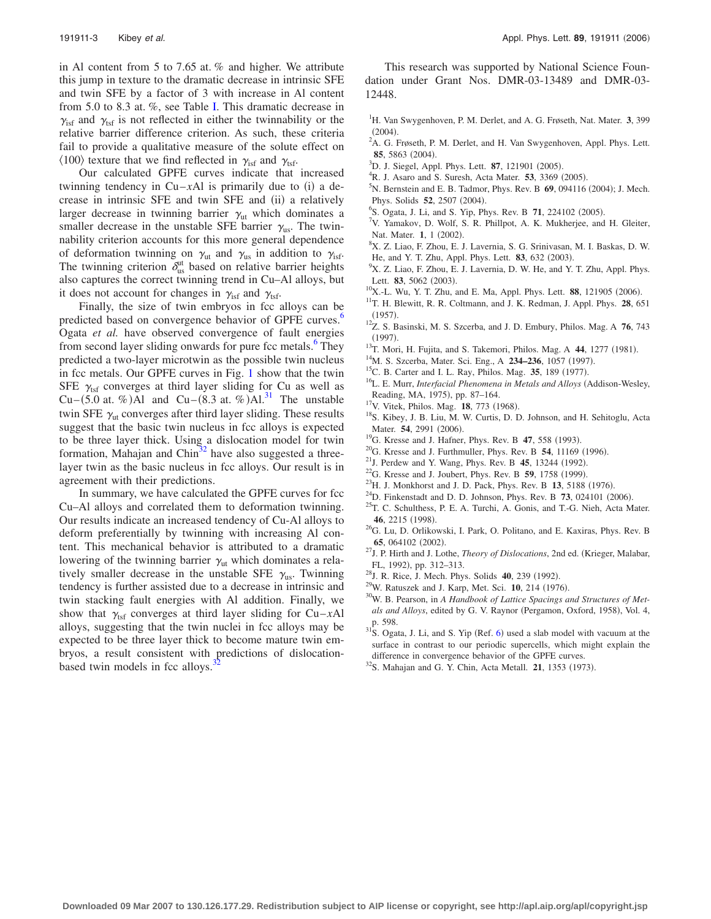in Al content from 5 to 7.65 at. % and higher. We attribute this jump in texture to the dramatic decrease in intrinsic SFE and twin SFE by a factor of 3 with increase in Al content from 5.0 to 8.3 at. %, see Table I. This dramatic decrease in $\gamma_{isf}$ and $\gamma_{tsf}$ is not reflected in either the twinnability or the relative barrier difference criterion. As such, these criteria fail to provide a qualitative measure of the solute effect on $\langle 100 \rangle$ texture that we find reflected in $\gamma_{isf}$ and $\gamma_{tsf}$.

Our calculated GPFE curves indicate that increased twinning tendency in Cu–$x$Al is primarily due to (i) a decrease in intrinsic SFE and twin SFE and (ii) a relatively larger decrease in twinning barrier $\gamma_{ut}$ which dominates a smaller decrease in the unstable SFE barrier $\gamma_{us}$. The twinnability criterion accounts for this more general dependence of deformation twinning on $\gamma_{ut}$ and $\gamma_{us}$ in addition to $\gamma_{isf}$. The twinning criterion $\delta_{us}^{ut}$ based on relative barrier heights also captures the correct twinning trend in Cu–Al alloys, but it does not account for changes in $\gamma_{isf}$ and $\gamma_{tsf}$.

Finally, the size of twin embryos in fcc alloys can be predicted based on convergence behavior of GPFE curves.[6] Ogata *et al.* have observed convergence of fault energies from second layer sliding onwards for pure fcc metals.[6] They predicted a two-layer microtwin as the possible twin nucleus in fcc metals. Our GPFE curves in Fig. 1 show that the twin SFE $\gamma_{tsf}$ converges at third layer sliding for Cu as well as Cu–(5.0 at. %)Al and Cu–(8.3 at. %)Al.[31] The unstable twin SFE $\gamma_{ut}$ converges after third layer sliding. These results suggest that the basic twin nucleus in fcc alloys is expected to be three layer thick. Using a dislocation model for twin formation, Mahajan and Chin[32] have also suggested a three-layer twin as the basic nucleus in fcc alloys. Our result is in agreement with their predictions.

In summary, we have calculated the GPFE curves for fcc Cu–Al alloys and correlated them to deformation twinning. Our results indicate an increased tendency of Cu-Al alloys to deform preferentially by twinning with increasing Al content. This mechanical behavior is attributed to a dramatic lowering of the twinning barrier $\gamma_{ut}$ which dominates a relatively smaller decrease in the unstable SFE $\gamma_{us}$. Twinning tendency is further assisted due to a decrease in intrinsic and twin stacking fault energies with Al addition. Finally, we show that $\gamma_{tsf}$ converges at third layer sliding for Cu–$x$Al alloys, suggesting that the twin nuclei in fcc alloys may be expected to be three layer thick to become mature twin embryos, a result consistent with predictions of dislocation-based twin models in fcc alloys.[32]

This research was supported by National Science Foundation under Grant Nos. DMR-03-13489 and DMR-03-12448.

[1] H. Van Swygenhoven, P. M. Derlet, and A. G. Frøseth, Nat. Mater. **3**, 399 (2004).
[2] A. G. Frøseth, P. M. Derlet, and H. Van Swygenhoven, Appl. Phys. Lett. **85**, 5863 (2004).
[3] D. J. Siegel, Appl. Phys. Lett. **87**, 121901 (2005).
[4] R. J. Asaro and S. Suresh, Acta Mater. **53**, 3369 (2005).
[5] N. Bernstein and E. B. Tadmor, Phys. Rev. B **69**, 094116 (2004); J. Mech. Phys. Solids **52**, 2507 (2004).
[6] S. Ogata, J. Li, and S. Yip, Phys. Rev. B **71**, 224102 (2005).
[7] V. Yamakov, D. Wolf, S. R. Phillpot, A. K. Mukherjee, and H. Gleiter, Nat. Mater. **1**, 1 (2002).
[8] X. Z. Liao, F. Zhou, E. J. Lavernia, S. G. Srinivasan, M. I. Baskas, D. W. He, and Y. T. Zhu, Appl. Phys. Lett. **83**, 632 (2003).
[9] X. Z. Liao, F. Zhou, E. J. Lavernia, D. W. He, and Y. T. Zhu, Appl. Phys. Lett. **83**, 5062 (2003).
[10] X.-L. Wu, Y. T. Zhu, and E. Ma, Appl. Phys. Lett. **88**, 121905 (2006).
[11] T. H. Blewitt, R. R. Coltmann, and J. K. Redman, J. Appl. Phys. **28**, 651 (1957).
[12] Z. S. Basinski, M. S. Szczerba, and J. D. Embury, Philos. Mag. A **76**, 743 (1997).
[13] T. Mori, H. Fujita, and S. Takemori, Philos. Mag. A **44**, 1277 (1981).
[14] M. S. Szczerba, Mater. Sci. Eng., A **234–236**, 1057 (1997).
[15] C. B. Carter and I. L. Ray, Philos. Mag. **35**, 189 (1977).
[16] L. E. Murr, *Interfacial Phenomena in Metals and Alloys* (Addison-Wesley, Reading, MA, 1975), pp. 87–164.
[17] V. Vitek, Philos. Mag. **18**, 773 (1968).
[18] S. Kibey, J. B. Liu, M. W. Curtis, D. D. Johnson, and H. Sehitoglu, Acta Mater. **54**, 2991 (2006).
[19] G. Kresse and J. Hafner, Phys. Rev. B **47**, 558 (1993).
[20] G. Kresse and J. Furthmuller, Phys. Rev. B **54**, 11169 (1996).
[21] J. Perdew and Y. Wang, Phys. Rev. B **45**, 13244 (1992).
[22] G. Kresse and J. Joubert, Phys. Rev. B **59**, 1758 (1999).
[23] H. J. Monkhorst and J. D. Pack, Phys. Rev. B **13**, 5188 (1976).
[24] D. Finkenstadt and D. D. Johnson, Phys. Rev. B **73**, 024101 (2006).
[25] T. C. Schulthess, P. E. A. Turchi, A. Gonis, and T.-G. Nieh, Acta Mater. **46**, 2215 (1998).
[26] G. Lu, D. Orlikowski, I. Park, O. Politano, and E. Kaxiras, Phys. Rev. B **65**, 064102 (2002).
[27] J. P. Hirth and J. Lothe, *Theory of Dislocations*, 2nd ed. (Krieger, Malabar, FL, 1992), pp. 312–313.
[28] J. R. Rice, J. Mech. Phys. Solids **40**, 239 (1992).
[29] W. Ratuszek and J. Karp, Met. Sci. **10**, 214 (1976).
[30] W. B. Pearson, in *A Handbook of Lattice Spacings and Structures of Metals and Alloys*, edited by G. V. Raynor (Pergamon, Oxford, 1958), Vol. 4, p. 598.
[31] S. Ogata, J. Li, and S. Yip (Ref. 6) used a slab model with vacuum at the surface in contrast to our periodic supercells, which might explain the difference in convergence behavior of the GPFE curves.
[32] S. Mahajan and G. Y. Chin, Acta Metall. **21**, 1353 (1973).